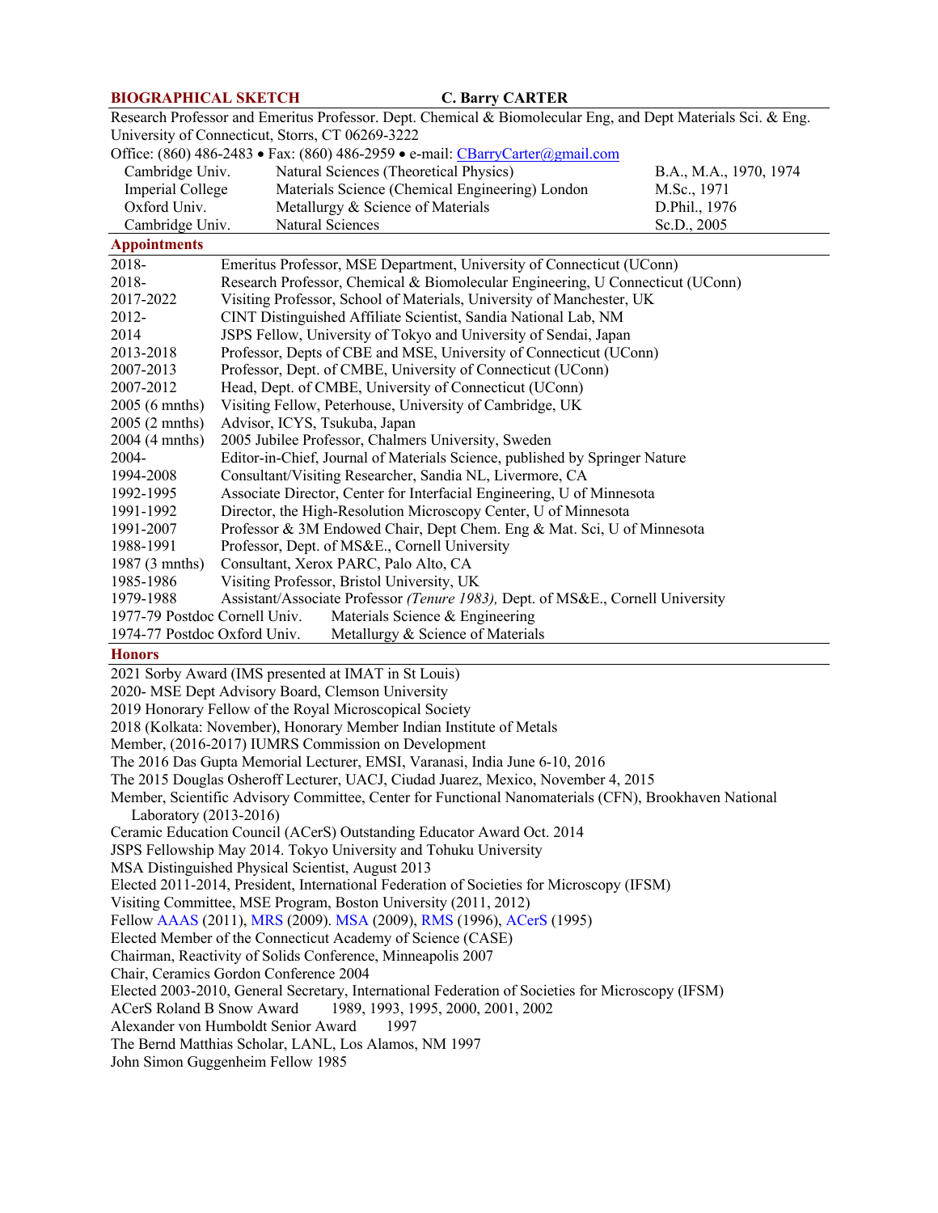**BIOGRAPHICAL SKETCH** **C. Barry CARTER**

Research Professor and Emeritus Professor. Dept. Chemical & Biomolecular Eng, and Dept Materials Sci. & Eng. University of Connecticut, Storrs, CT 06269-3222

Office: (860) 486-2483 • Fax: (860) 486-2959 • e-mail: CBarryCarter@gmail.com

| | | |
|---|---|---|
| Cambridge Univ. | Natural Sciences (Theoretical Physics) | B.A., M.A., 1970, 1974 |
| Imperial College | Materials Science (Chemical Engineering) London | M.Sc., 1971 |
| Oxford Univ. | Metallurgy & Science of Materials | D.Phil., 1976 |
| Cambridge Univ. | Natural Sciences | Sc.D., 2005 |

## Appointments

| | |
|---|---|
| 2018- | Emeritus Professor, MSE Department, University of Connecticut (UConn) |
| 2018- | Research Professor, Chemical & Biomolecular Engineering, U Connecticut (UConn) |
| 2017-2022 | Visiting Professor, School of Materials, University of Manchester, UK |
| 2012- | CINT Distinguished Affiliate Scientist, Sandia National Lab, NM |
| 2014 | JSPS Fellow, University of Tokyo and University of Sendai, Japan |
| 2013-2018 | Professor, Depts of CBE and MSE, University of Connecticut (UConn) |
| 2007-2013 | Professor, Dept. of CMBE, University of Connecticut (UConn) |
| 2007-2012 | Head, Dept. of CMBE, University of Connecticut (UConn) |
| 2005 (6 mnths) | Visiting Fellow, Peterhouse, University of Cambridge, UK |
| 2005 (2 mnths) | Advisor, ICYS, Tsukuba, Japan |
| 2004 (4 mnths) | 2005 Jubilee Professor, Chalmers University, Sweden |
| 2004- | Editor-in-Chief, Journal of Materials Science, published by Springer Nature |
| 1994-2008 | Consultant/Visiting Researcher, Sandia NL, Livermore, CA |
| 1992-1995 | Associate Director, Center for Interfacial Engineering, U of Minnesota |
| 1991-1992 | Director, the High-Resolution Microscopy Center, U of Minnesota |
| 1991-2007 | Professor & 3M Endowed Chair, Dept Chem. Eng & Mat. Sci, U of Minnesota |
| 1988-1991 | Professor, Dept. of MS&E., Cornell University |
| 1987 (3 mnths) | Consultant, Xerox PARC, Palo Alto, CA |
| 1985-1986 | Visiting Professor, Bristol University, UK |
| 1979-1988 | Assistant/Associate Professor *(Tenure 1983),* Dept. of MS&E., Cornell University |
| 1977-79 Postdoc Cornell Univ. | Materials Science & Engineering |
| 1974-77 Postdoc Oxford Univ. | Metallurgy & Science of Materials |

## Honors

2021 Sorby Award (IMS presented at IMAT in St Louis)
2020- MSE Dept Advisory Board, Clemson University
2019 Honorary Fellow of the Royal Microscopical Society
2018 (Kolkata: November), Honorary Member Indian Institute of Metals
Member, (2016-2017) IUMRS Commission on Development
The 2016 Das Gupta Memorial Lecturer, EMSI, Varanasi, India June 6-10, 2016
The 2015 Douglas Osheroff Lecturer, UACJ, Ciudad Juarez, Mexico, November 4, 2015
Member, Scientific Advisory Committee, Center for Functional Nanomaterials (CFN), Brookhaven National Laboratory (2013-2016)
Ceramic Education Council (ACerS) Outstanding Educator Award Oct. 2014
JSPS Fellowship May 2014. Tokyo University and Tohuku University
MSA Distinguished Physical Scientist, August 2013
Elected 2011-2014, President, International Federation of Societies for Microscopy (IFSM)
Visiting Committee, MSE Program, Boston University (2011, 2012)
Fellow AAAS (2011), MRS (2009). MSA (2009), RMS (1996), ACerS (1995)
Elected Member of the Connecticut Academy of Science (CASE)
Chairman, Reactivity of Solids Conference, Minneapolis 2007
Chair, Ceramics Gordon Conference 2004
Elected 2003-2010, General Secretary, International Federation of Societies for Microscopy (IFSM)
ACerS Roland B Snow Award 1989, 1993, 1995, 2000, 2001, 2002
Alexander von Humboldt Senior Award 1997
The Bernd Matthias Scholar, LANL, Los Alamos, NM 1997
John Simon Guggenheim Fellow 1985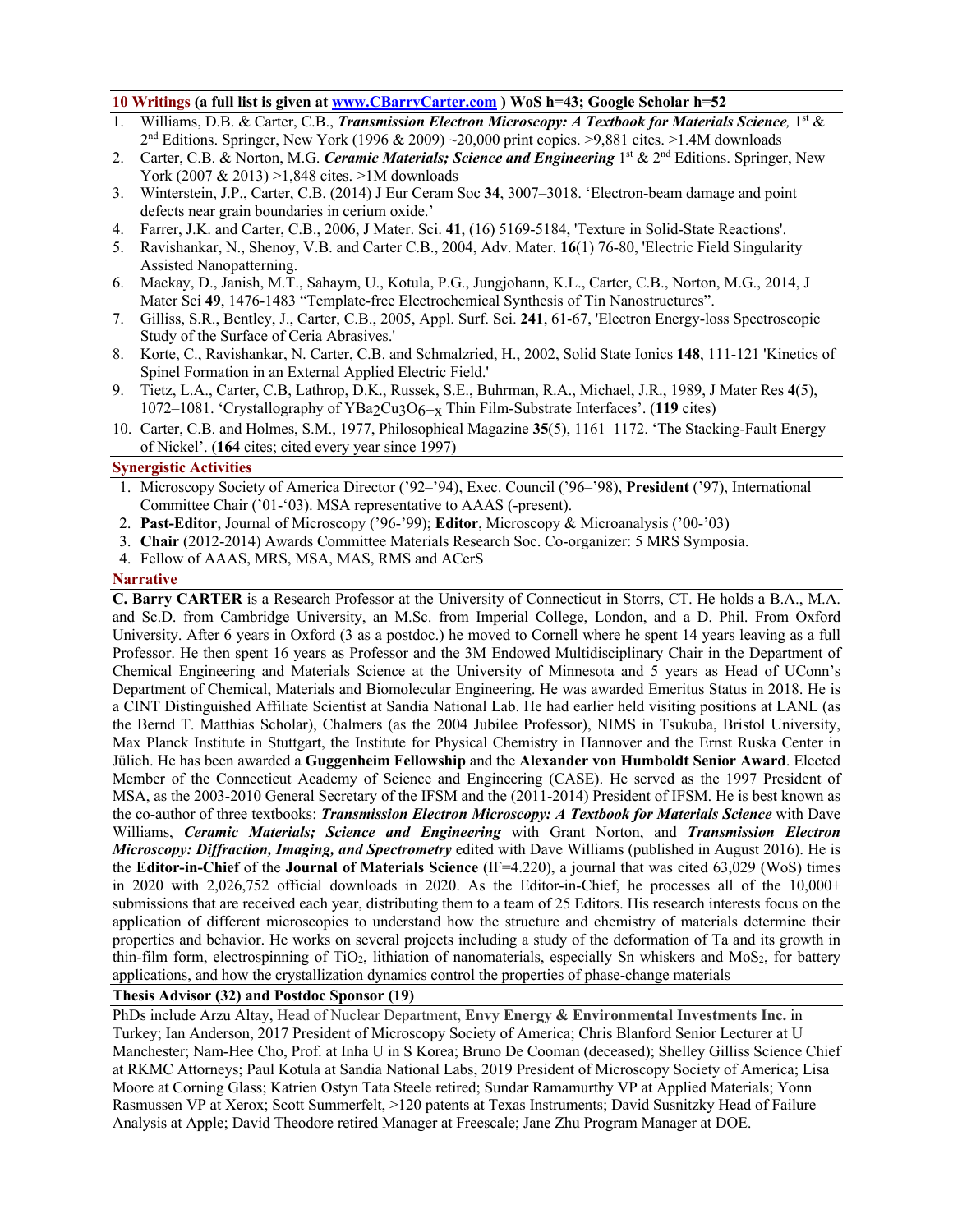## 10 Writings (a full list is given at [www.CBarryCarter.com](http://www.CBarryCarter.com) ) WoS h=43; Google Scholar h=52

1. Williams, D.B. & Carter, C.B., ***Transmission Electron Microscopy: A Textbook for Materials Science****,* 1st & 2nd Editions. Springer, New York (1996 & 2009) ~20,000 print copies. >9,881 cites. >1.4M downloads
2. Carter, C.B. & Norton, M.G. ***Ceramic Materials; Science and Engineering*** 1st & 2nd Editions. Springer, New York (2007 & 2013) >1,848 cites. >1M downloads
3. Winterstein, J.P., Carter, C.B. (2014) J Eur Ceram Soc **34**, 3007–3018. 'Electron-beam damage and point defects near grain boundaries in cerium oxide.'
4. Farrer, J.K. and Carter, C.B., 2006, J Mater. Sci. **41**, (16) 5169-5184, 'Texture in Solid-State Reactions'.
5. Ravishankar, N., Shenoy, V.B. and Carter C.B., 2004, Adv. Mater. **16**(1) 76-80, 'Electric Field Singularity Assisted Nanopatterning.
6. Mackay, D., Janish, M.T., Sahaym, U., Kotula, P.G., Jungjohann, K.L., Carter, C.B., Norton, M.G., 2014, J Mater Sci **49**, 1476-1483 "Template-free Electrochemical Synthesis of Tin Nanostructures".
7. Gilliss, S.R., Bentley, J., Carter, C.B., 2005, Appl. Surf. Sci. **241**, 61-67, 'Electron Energy-loss Spectroscopic Study of the Surface of Ceria Abrasives.'
8. Korte, C., Ravishankar, N. Carter, C.B. and Schmalzried, H., 2002, Solid State Ionics **148**, 111-121 'Kinetics of Spinel Formation in an External Applied Electric Field.'
9. Tietz, L.A., Carter, C.B, Lathrop, D.K., Russek, S.E., Buhrman, R.A., Michael, J.R., 1989, J Mater Res **4**(5), 1072–1081. 'Crystallography of $YBa_2Cu_3O_{6+x}$ Thin Film-Substrate Interfaces'. (**119** cites)
10. Carter, C.B. and Holmes, S.M., 1977, Philosophical Magazine **35**(5), 1161–1172. 'The Stacking-Fault Energy of Nickel'. (**164** cites; cited every year since 1997)

## Synergistic Activities

1. Microscopy Society of America Director ('92–'94), Exec. Council ('96–'98), **President** ('97), International Committee Chair ('01-'03). MSA representative to AAAS (-present).
2. **Past-Editor**, Journal of Microscopy ('96-'99); **Editor**, Microscopy & Microanalysis ('00-'03)
3. **Chair** (2012-2014) Awards Committee Materials Research Soc. Co-organizer: 5 MRS Symposia.
4. Fellow of AAAS, MRS, MSA, MAS, RMS and ACerS

## Narrative

**C. Barry CARTER** is a Research Professor at the University of Connecticut in Storrs, CT. He holds a B.A., M.A. and Sc.D. from Cambridge University, an M.Sc. from Imperial College, London, and a D. Phil. From Oxford University. After 6 years in Oxford (3 as a postdoc.) he moved to Cornell where he spent 14 years leaving as a full Professor. He then spent 16 years as Professor and the 3M Endowed Multidisciplinary Chair in the Department of Chemical Engineering and Materials Science at the University of Minnesota and 5 years as Head of UConn's Department of Chemical, Materials and Biomolecular Engineering. He was awarded Emeritus Status in 2018. He is a CINT Distinguished Affiliate Scientist at Sandia National Lab. He had earlier held visiting positions at LANL (as the Bernd T. Matthias Scholar), Chalmers (as the 2004 Jubilee Professor), NIMS in Tsukuba, Bristol University, Max Planck Institute in Stuttgart, the Institute for Physical Chemistry in Hannover and the Ernst Ruska Center in Jülich. He has been awarded a **Guggenheim Fellowship** and the **Alexander von Humboldt Senior Award**. Elected Member of the Connecticut Academy of Science and Engineering (CASE). He served as the 1997 President of MSA, as the 2003-2010 General Secretary of the IFSM and the (2011-2014) President of IFSM. He is best known as the co-author of three textbooks: ***Transmission Electron Microscopy: A Textbook for Materials Science*** with Dave Williams, ***Ceramic Materials; Science and Engineering*** with Grant Norton, and ***Transmission Electron Microscopy: Diffraction, Imaging, and Spectrometry*** edited with Dave Williams (published in August 2016). He is the **Editor-in-Chief** of the **Journal of Materials Science** (IF=4.220), a journal that was cited 63,029 (WoS) times in 2020 with 2,026,752 official downloads in 2020. As the Editor-in-Chief, he processes all of the 10,000+ submissions that are received each year, distributing them to a team of 25 Editors. His research interests focus on the application of different microscopies to understand how the structure and chemistry of materials determine their properties and behavior. He works on several projects including a study of the deformation of Ta and its growth in thin-film form, electrospinning of $TiO_2$, lithiation of nanomaterials, especially Sn whiskers and $MoS_2$, for battery applications, and how the crystallization dynamics control the properties of phase-change materials

## Thesis Advisor (32) and Postdoc Sponsor (19)

PhDs include Arzu Altay, Head of Nuclear Department, **Envy Energy & Environmental Investments Inc.** in Turkey; Ian Anderson, 2017 President of Microscopy Society of America; Chris Blanford Senior Lecturer at U Manchester; Nam-Hee Cho, Prof. at Inha U in S Korea; Bruno De Cooman (deceased); Shelley Gilliss Science Chief at RKMC Attorneys; Paul Kotula at Sandia National Labs, 2019 President of Microscopy Society of America; Lisa Moore at Corning Glass; Katrien Ostyn Tata Steele retired; Sundar Ramamurthy VP at Applied Materials; Yonn Rasmussen VP at Xerox; Scott Summerfelt, >120 patents at Texas Instruments; David Susnitzky Head of Failure Analysis at Apple; David Theodore retired Manager at Freescale; Jane Zhu Program Manager at DOE.